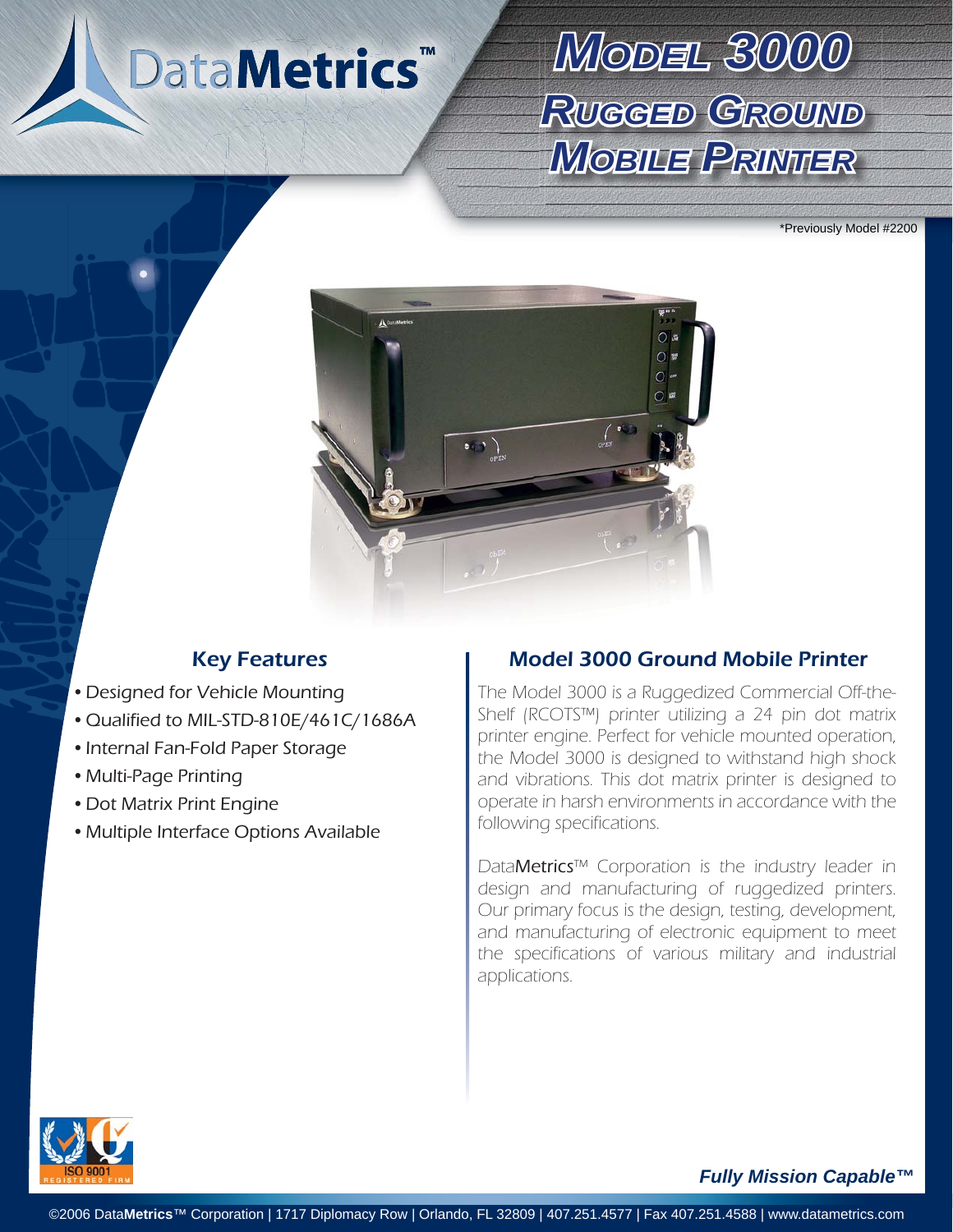# Model 3000 Rugged Ground Mobile Printer

\*Previously Model #2200

## Key Features

- Designed for Vehicle Mounting
- Qualified to MIL-STD-810E/461C/1686A
- Internal Fan-Fold Paper Storage
- Multi-Page Printing
- Dot Matrix Print Engine
- Multiple Interface Options Available

## Model 3000 Ground Mobile Printer

The Model 3000 is a Ruggedized Commercial Off-the-Shelf (RCOTS™) printer utilizing a 24 pin dot matrix printer engine. Perfect for vehicle mounted operation, the Model 3000 is designed to withstand high shock and vibrations. This dot matrix printer is designed to operate in harsh environments in accordance with the following specifications.

Data**Metrics**™ Corporation is the industry leader in design and manufacturing of ruggedized printers. Our primary focus is the design, testing, development, and manufacturing of electronic equipment to meet the specifications of various military and industrial applications.

ISO 9001 REGISTERED FIRM

***Fully Mission Capable™***

©2006 Data**Metrics**™ Corporation | 1717 Diplomacy Row | Orlando, FL 32809 | 407.251.4577 | Fax 407.251.4588 | www.datametrics.com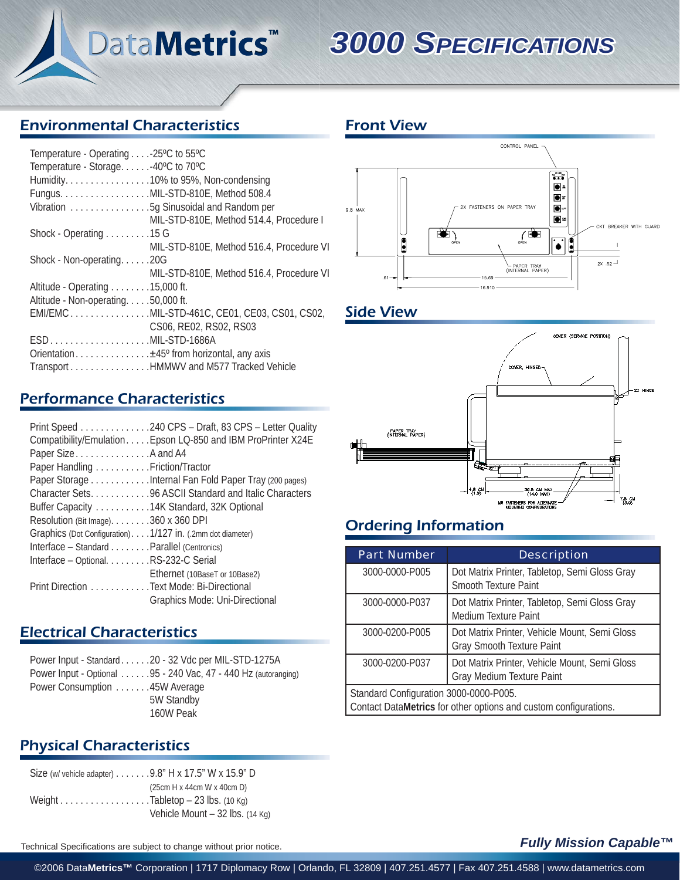# 3000 SPECIFICATIONS

## Environmental Characteristics

| | |
|---|---|
| Temperature - Operating | -25ºC to 55ºC |
| Temperature - Storage | -40ºC to 70ºC |
| Humidity | 10% to 95%, Non-condensing |
| Fungus | MIL-STD-810E, Method 508.4 |
| Vibration | 5g Sinusoidal and Random per MIL-STD-810E, Method 514.4, Procedure I |
| Shock - Operating | 15 G MIL-STD-810E, Method 516.4, Procedure VI |
| Shock - Non-operating | 20G MIL-STD-810E, Method 516.4, Procedure VI |
| Altitude - Operating | 15,000 ft. |
| Altitude - Non-operating | 50,000 ft. |
| EMI/EMC | MIL-STD-461C, CE01, CE03, CS01, CS02, CS06, RE02, RS02, RS03 |
| ESD | MIL-STD-1686A |
| Orientation | ±45º from horizontal, any axis |
| Transport | HMMWV and M577 Tracked Vehicle |

## Performance Characteristics

| | |
|---|---|
| Print Speed | 240 CPS – Draft, 83 CPS – Letter Quality |
| Compatibility/Emulation | Epson LQ-850 and IBM ProPrinter X24E |
| Paper Size | A and A4 |
| Paper Handling | Friction/Tractor |
| Paper Storage | Internal Fan Fold Paper Tray (200 pages) |
| Character Sets | 96 ASCII Standard and Italic Characters |
| Buffer Capacity | 14K Standard, 32K Optional |
| Resolution (Bit Image) | 360 x 360 DPI |
| Graphics (Dot Configuration) | 1/127 in. (.2mm dot diameter) |
| Interface – Standard | Parallel (Centronics) |
| Interface – Optional | RS-232-C Serial<br>Ethernet (10BaseT or 10Base2) |
| Print Direction | Text Mode: Bi-Directional<br>Graphics Mode: Uni-Directional |

## Electrical Characteristics

| | |
|---|---|
| Power Input - Standard | 20 - 32 Vdc per MIL-STD-1275A |
| Power Input - Optional | 95 - 240 Vac, 47 - 440 Hz (autoranging) |
| Power Consumption | 45W Average<br>5W Standby<br>160W Peak |

## Physical Characteristics

| | |
|---|---|
| Size (w/ vehicle adapter) | 9.8" H x 17.5" W x 15.9" D<br>(25cm H x 44cm W x 40cm D) |
| Weight | Tabletop – 23 lbs. (10 Kg)<br>Vehicle Mount – 32 lbs. (14 Kg) |

## Front View

CONTROL PANEL
2X FASTENERS ON PAPER TRAY
9.8 MAX
CKT BREAKER WITH GUARD
OPEN
OPEN
PAPER TRAY (INTERNAL PAPER)
2X .52
.61
15.69
16.910

## Side View

COVER (SERVICE POSITION)
COVER, HINGED
2X HINGE
PAPER TRAY (INTERNAL PAPER)
4.8 CM (1.9)
35.6 CM MAX (14.0 MAX)
M8 FASTENERS FOR ALTERNATE MOUNTING CONFIGURATIONS
7.8 CM (3.0)

## Ordering Information

| Part Number | Description |
|---|---|
| 3000-0000-P005 | Dot Matrix Printer, Tabletop, Semi Gloss Gray Smooth Texture Paint |
| 3000-0000-P037 | Dot Matrix Printer, Tabletop, Semi Gloss Gray Medium Texture Paint |
| 3000-0200-P005 | Dot Matrix Printer, Vehicle Mount, Semi Gloss Gray Smooth Texture Paint |
| 3000-0200-P037 | Dot Matrix Printer, Vehicle Mount, Semi Gloss Gray Medium Texture Paint |
| Standard Configuration 3000-0000-P005.<br>Contact Data**Metrics** for other options and custom configurations. | |

Technical Specifications are subject to change without prior notice.

*Fully Mission Capable™*

©2006 Data**Metrics™** Corporation | 1717 Diplomacy Row | Orlando, FL 32809 | 407.251.4577 | Fax 407.251.4588 | www.datametrics.com